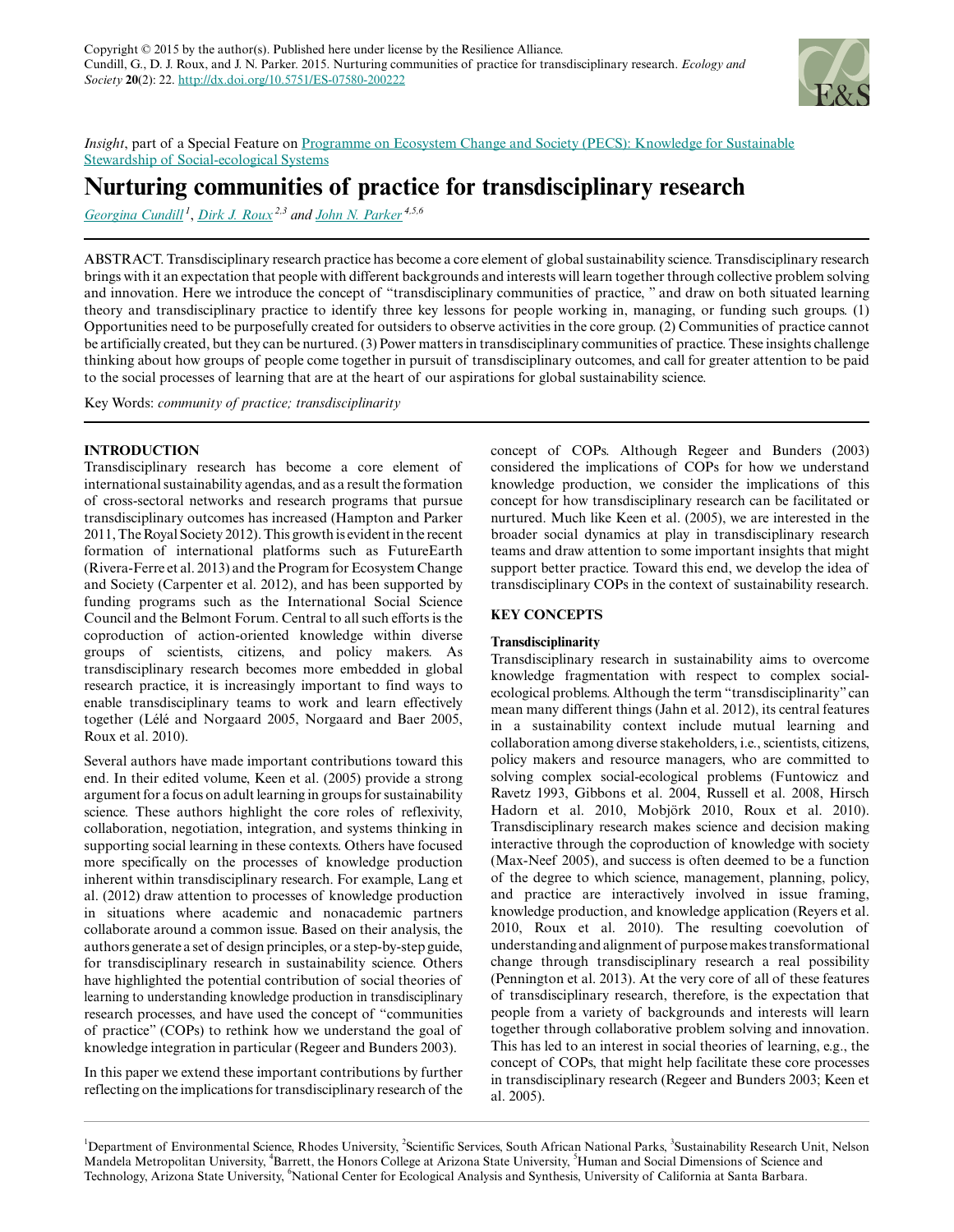Copyright © 2015 by the author(s). Published here under license by the Resilience Alliance.
Cundill, G., D. J. Roux, and J. N. Parker. 2015. Nurturing communities of practice for transdisciplinary research. *Ecology and Society* **20**(2): 22. http://dx.doi.org/10.5751/ES-07580-200222

*Insight*, part of a Special Feature on Programme on Ecosystem Change and Society (PECS): Knowledge for Sustainable Stewardship of Social-ecological Systems

# Nurturing communities of practice for transdisciplinary research

*Georgina Cundill*[1], *Dirk J. Roux*[2,3] and *John N. Parker*[4,5,6]

ABSTRACT. Transdisciplinary research practice has become a core element of global sustainability science. Transdisciplinary research brings with it an expectation that people with different backgrounds and interests will learn together through collective problem solving and innovation. Here we introduce the concept of "transdisciplinary communities of practice, " and draw on both situated learning theory and transdisciplinary practice to identify three key lessons for people working in, managing, or funding such groups. (1) Opportunities need to be purposefully created for outsiders to observe activities in the core group. (2) Communities of practice cannot be artificially created, but they can be nurtured. (3) Power matters in transdisciplinary communities of practice. These insights challenge thinking about how groups of people come together in pursuit of transdisciplinary outcomes, and call for greater attention to be paid to the social processes of learning that are at the heart of our aspirations for global sustainability science.

Key Words: *community of practice; transdisciplinarity*

## INTRODUCTION

Transdisciplinary research has become a core element of international sustainability agendas, and as a result the formation of cross-sectoral networks and research programs that pursue transdisciplinary outcomes has increased (Hampton and Parker 2011, The Royal Society 2012). This growth is evident in the recent formation of international platforms such as FutureEarth (Rivera-Ferre et al. 2013) and the Program for Ecosystem Change and Society (Carpenter et al. 2012), and has been supported by funding programs such as the International Social Science Council and the Belmont Forum. Central to all such efforts is the coproduction of action-oriented knowledge within diverse groups of scientists, citizens, and policy makers. As transdisciplinary research becomes more embedded in global research practice, it is increasingly important to find ways to enable transdisciplinary teams to work and learn effectively together (Lélé and Norgaard 2005, Norgaard and Baer 2005, Roux et al. 2010).

Several authors have made important contributions toward this end. In their edited volume, Keen et al. (2005) provide a strong argument for a focus on adult learning in groups for sustainability science. These authors highlight the core roles of reflexivity, collaboration, negotiation, integration, and systems thinking in supporting social learning in these contexts. Others have focused more specifically on the processes of knowledge production inherent within transdisciplinary research. For example, Lang et al. (2012) draw attention to processes of knowledge production in situations where academic and nonacademic partners collaborate around a common issue. Based on their analysis, the authors generate a set of design principles, or a step-by-step guide, for transdisciplinary research in sustainability science. Others have highlighted the potential contribution of social theories of learning to understanding knowledge production in transdisciplinary research processes, and have used the concept of "communities of practice" (COPs) to rethink how we understand the goal of knowledge integration in particular (Regeer and Bunders 2003).

In this paper we extend these important contributions by further reflecting on the implications for transdisciplinary research of the concept of COPs. Although Regeer and Bunders (2003) considered the implications of COPs for how we understand knowledge production, we consider the implications of this concept for how transdisciplinary research can be facilitated or nurtured. Much like Keen et al. (2005), we are interested in the broader social dynamics at play in transdisciplinary research teams and draw attention to some important insights that might support better practice. Toward this end, we develop the idea of transdisciplinary COPs in the context of sustainability research.

## KEY CONCEPTS

### Transdisciplinarity

Transdisciplinary research in sustainability aims to overcome knowledge fragmentation with respect to complex social-ecological problems. Although the term "transdisciplinarity" can mean many different things (Jahn et al. 2012), its central features in a sustainability context include mutual learning and collaboration among diverse stakeholders, i.e., scientists, citizens, policy makers and resource managers, who are committed to solving complex social-ecological problems (Funtowicz and Ravetz 1993, Gibbons et al. 2004, Russell et al. 2008, Hirsch Hadorn et al. 2010, Mobjörk 2010, Roux et al. 2010). Transdisciplinary research makes science and decision making interactive through the coproduction of knowledge with society (Max-Neef 2005), and success is often deemed to be a function of the degree to which science, management, planning, policy, and practice are interactively involved in issue framing, knowledge production, and knowledge application (Reyers et al. 2010, Roux et al. 2010). The resulting coevolution of understanding and alignment of purpose makes transformational change through transdisciplinary research a real possibility (Pennington et al. 2013). At the very core of all of these features of transdisciplinary research, therefore, is the expectation that people from a variety of backgrounds and interests will learn together through collaborative problem solving and innovation. This has led to an interest in social theories of learning, e.g., the concept of COPs, that might help facilitate these core processes in transdisciplinary research (Regeer and Bunders 2003; Keen et al. 2005).

[1]Department of Environmental Science, Rhodes University, [2]Scientific Services, South African National Parks, [3]Sustainability Research Unit, Nelson Mandela Metropolitan University, [4]Barrett, the Honors College at Arizona State University, [5]Human and Social Dimensions of Science and Technology, Arizona State University, [6]National Center for Ecological Analysis and Synthesis, University of California at Santa Barbara.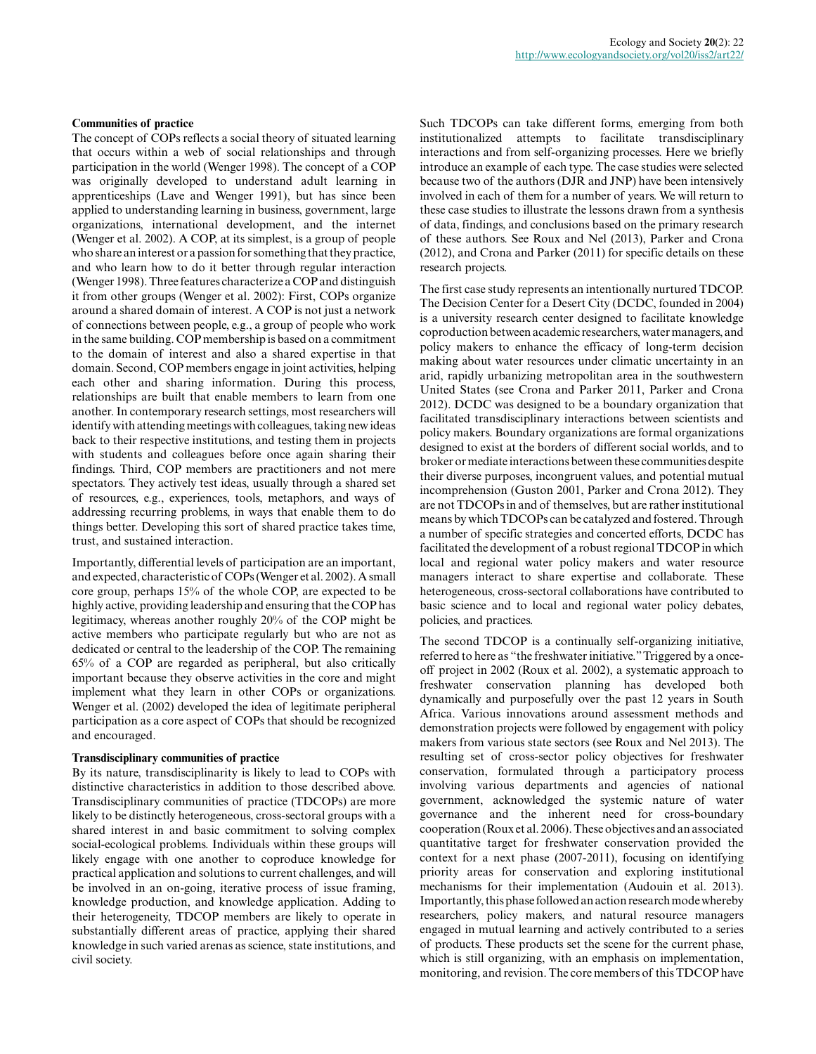### Communities of practice

The concept of COPs reflects a social theory of situated learning that occurs within a web of social relationships and through participation in the world (Wenger 1998). The concept of a COP was originally developed to understand adult learning in apprenticeships (Lave and Wenger 1991), but has since been applied to understanding learning in business, government, large organizations, international development, and the internet (Wenger et al. 2002). A COP, at its simplest, is a group of people who share an interest or a passion for something that they practice, and who learn how to do it better through regular interaction (Wenger 1998). Three features characterize a COP and distinguish it from other groups (Wenger et al. 2002): First, COPs organize around a shared domain of interest. A COP is not just a network of connections between people, e.g., a group of people who work in the same building. COP membership is based on a commitment to the domain of interest and also a shared expertise in that domain. Second, COP members engage in joint activities, helping each other and sharing information. During this process, relationships are built that enable members to learn from one another. In contemporary research settings, most researchers will identify with attending meetings with colleagues, taking new ideas back to their respective institutions, and testing them in projects with students and colleagues before once again sharing their findings. Third, COP members are practitioners and not mere spectators. They actively test ideas, usually through a shared set of resources, e.g., experiences, tools, metaphors, and ways of addressing recurring problems, in ways that enable them to do things better. Developing this sort of shared practice takes time, trust, and sustained interaction.

Importantly, differential levels of participation are an important, and expected, characteristic of COPs (Wenger et al. 2002). A small core group, perhaps 15% of the whole COP, are expected to be highly active, providing leadership and ensuring that the COP has legitimacy, whereas another roughly 20% of the COP might be active members who participate regularly but who are not as dedicated or central to the leadership of the COP. The remaining 65% of a COP are regarded as peripheral, but also critically important because they observe activities in the core and might implement what they learn in other COPs or organizations. Wenger et al. (2002) developed the idea of legitimate peripheral participation as a core aspect of COPs that should be recognized and encouraged.

### Transdisciplinary communities of practice

By its nature, transdisciplinarity is likely to lead to COPs with distinctive characteristics in addition to those described above. Transdisciplinary communities of practice (TDCOPs) are more likely to be distinctly heterogeneous, cross-sectoral groups with a shared interest in and basic commitment to solving complex social-ecological problems. Individuals within these groups will likely engage with one another to coproduce knowledge for practical application and solutions to current challenges, and will be involved in an on-going, iterative process of issue framing, knowledge production, and knowledge application. Adding to their heterogeneity, TDCOP members are likely to operate in substantially different areas of practice, applying their shared knowledge in such varied arenas as science, state institutions, and civil society.

Such TDCOPs can take different forms, emerging from both institutionalized attempts to facilitate transdisciplinary interactions and from self-organizing processes. Here we briefly introduce an example of each type. The case studies were selected because two of the authors (DJR and JNP) have been intensively involved in each of them for a number of years. We will return to these case studies to illustrate the lessons drawn from a synthesis of data, findings, and conclusions based on the primary research of these authors. See Roux and Nel (2013), Parker and Crona (2012), and Crona and Parker (2011) for specific details on these research projects.

The first case study represents an intentionally nurtured TDCOP. The Decision Center for a Desert City (DCDC, founded in 2004) is a university research center designed to facilitate knowledge coproduction between academic researchers, water managers, and policy makers to enhance the efficacy of long-term decision making about water resources under climatic uncertainty in an arid, rapidly urbanizing metropolitan area in the southwestern United States (see Crona and Parker 2011, Parker and Crona 2012). DCDC was designed to be a boundary organization that facilitated transdisciplinary interactions between scientists and policy makers. Boundary organizations are formal organizations designed to exist at the borders of different social worlds, and to broker or mediate interactions between these communities despite their diverse purposes, incongruent values, and potential mutual incomprehension (Guston 2001, Parker and Crona 2012). They are not TDCOPs in and of themselves, but are rather institutional means by which TDCOPs can be catalyzed and fostered. Through a number of specific strategies and concerted efforts, DCDC has facilitated the development of a robust regional TDCOP in which local and regional water policy makers and water resource managers interact to share expertise and collaborate. These heterogeneous, cross-sectoral collaborations have contributed to basic science and to local and regional water policy debates, policies, and practices.

The second TDCOP is a continually self-organizing initiative, referred to here as "the freshwater initiative." Triggered by a once-off project in 2002 (Roux et al. 2002), a systematic approach to freshwater conservation planning has developed both dynamically and purposefully over the past 12 years in South Africa. Various innovations around assessment methods and demonstration projects were followed by engagement with policy makers from various state sectors (see Roux and Nel 2013). The resulting set of cross-sector policy objectives for freshwater conservation, formulated through a participatory process involving various departments and agencies of national government, acknowledged the systemic nature of water governance and the inherent need for cross-boundary cooperation (Roux et al. 2006). These objectives and an associated quantitative target for freshwater conservation provided the context for a next phase (2007-2011), focusing on identifying priority areas for conservation and exploring institutional mechanisms for their implementation (Audouin et al. 2013). Importantly, this phase followed an action research mode whereby researchers, policy makers, and natural resource managers engaged in mutual learning and actively contributed to a series of products. These products set the scene for the current phase, which is still organizing, with an emphasis on implementation, monitoring, and revision. The core members of this TDCOP have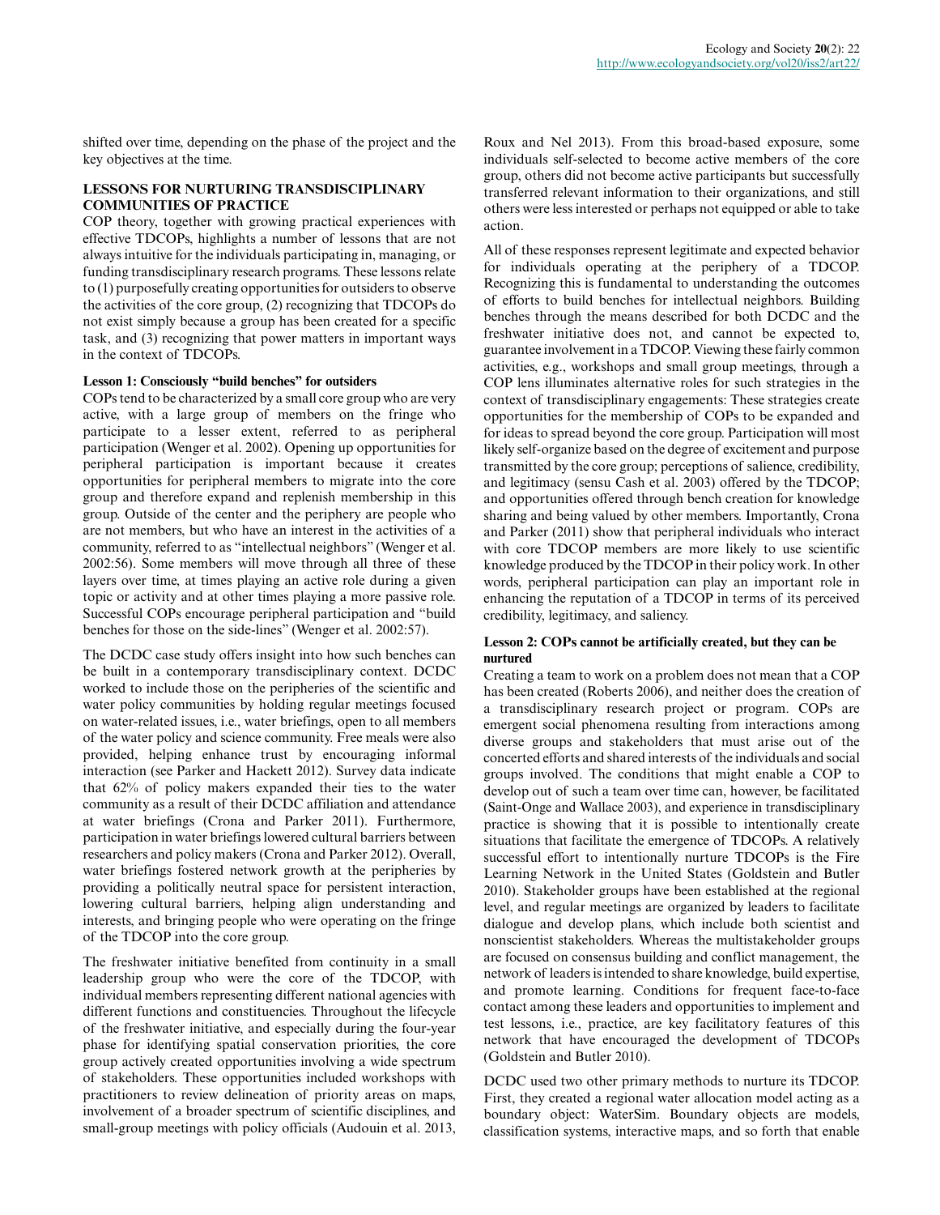shifted over time, depending on the phase of the project and the key objectives at the time.

## LESSONS FOR NURTURING TRANSDISCIPLINARY COMMUNITIES OF PRACTICE

COP theory, together with growing practical experiences with effective TDCOPs, highlights a number of lessons that are not always intuitive for the individuals participating in, managing, or funding transdisciplinary research programs. These lessons relate to (1) purposefully creating opportunities for outsiders to observe the activities of the core group, (2) recognizing that TDCOPs do not exist simply because a group has been created for a specific task, and (3) recognizing that power matters in important ways in the context of TDCOPs.

### Lesson 1: Consciously "build benches" for outsiders

COPs tend to be characterized by a small core group who are very active, with a large group of members on the fringe who participate to a lesser extent, referred to as peripheral participation (Wenger et al. 2002). Opening up opportunities for peripheral participation is important because it creates opportunities for peripheral members to migrate into the core group and therefore expand and replenish membership in this group. Outside of the center and the periphery are people who are not members, but who have an interest in the activities of a community, referred to as "intellectual neighbors" (Wenger et al. 2002:56). Some members will move through all three of these layers over time, at times playing an active role during a given topic or activity and at other times playing a more passive role. Successful COPs encourage peripheral participation and "build benches for those on the side-lines" (Wenger et al. 2002:57).

The DCDC case study offers insight into how such benches can be built in a contemporary transdisciplinary context. DCDC worked to include those on the peripheries of the scientific and water policy communities by holding regular meetings focused on water-related issues, i.e., water briefings, open to all members of the water policy and science community. Free meals were also provided, helping enhance trust by encouraging informal interaction (see Parker and Hackett 2012). Survey data indicate that 62% of policy makers expanded their ties to the water community as a result of their DCDC affiliation and attendance at water briefings (Crona and Parker 2011). Furthermore, participation in water briefings lowered cultural barriers between researchers and policy makers (Crona and Parker 2012). Overall, water briefings fostered network growth at the peripheries by providing a politically neutral space for persistent interaction, lowering cultural barriers, helping align understanding and interests, and bringing people who were operating on the fringe of the TDCOP into the core group.

The freshwater initiative benefited from continuity in a small leadership group who were the core of the TDCOP, with individual members representing different national agencies with different functions and constituencies. Throughout the lifecycle of the freshwater initiative, and especially during the four-year phase for identifying spatial conservation priorities, the core group actively created opportunities involving a wide spectrum of stakeholders. These opportunities included workshops with practitioners to review delineation of priority areas on maps, involvement of a broader spectrum of scientific disciplines, and small-group meetings with policy officials (Audouin et al. 2013, Roux and Nel 2013). From this broad-based exposure, some individuals self-selected to become active members of the core group, others did not become active participants but successfully transferred relevant information to their organizations, and still others were less interested or perhaps not equipped or able to take action.

All of these responses represent legitimate and expected behavior for individuals operating at the periphery of a TDCOP. Recognizing this is fundamental to understanding the outcomes of efforts to build benches for intellectual neighbors. Building benches through the means described for both DCDC and the freshwater initiative does not, and cannot be expected to, guarantee involvement in a TDCOP. Viewing these fairly common activities, e.g., workshops and small group meetings, through a COP lens illuminates alternative roles for such strategies in the context of transdisciplinary engagements: These strategies create opportunities for the membership of COPs to be expanded and for ideas to spread beyond the core group. Participation will most likely self-organize based on the degree of excitement and purpose transmitted by the core group; perceptions of salience, credibility, and legitimacy (sensu Cash et al. 2003) offered by the TDCOP; and opportunities offered through bench creation for knowledge sharing and being valued by other members. Importantly, Crona and Parker (2011) show that peripheral individuals who interact with core TDCOP members are more likely to use scientific knowledge produced by the TDCOP in their policy work. In other words, peripheral participation can play an important role in enhancing the reputation of a TDCOP in terms of its perceived credibility, legitimacy, and saliency.

### Lesson 2: COPs cannot be artificially created, but they can be nurtured

Creating a team to work on a problem does not mean that a COP has been created (Roberts 2006), and neither does the creation of a transdisciplinary research project or program. COPs are emergent social phenomena resulting from interactions among diverse groups and stakeholders that must arise out of the concerted efforts and shared interests of the individuals and social groups involved. The conditions that might enable a COP to develop out of such a team over time can, however, be facilitated (Saint-Onge and Wallace 2003), and experience in transdisciplinary practice is showing that it is possible to intentionally create situations that facilitate the emergence of TDCOPs. A relatively successful effort to intentionally nurture TDCOPs is the Fire Learning Network in the United States (Goldstein and Butler 2010). Stakeholder groups have been established at the regional level, and regular meetings are organized by leaders to facilitate dialogue and develop plans, which include both scientist and nonscientist stakeholders. Whereas the multistakeholder groups are focused on consensus building and conflict management, the network of leaders is intended to share knowledge, build expertise, and promote learning. Conditions for frequent face-to-face contact among these leaders and opportunities to implement and test lessons, i.e., practice, are key facilitatory features of this network that have encouraged the development of TDCOPs (Goldstein and Butler 2010).

DCDC used two other primary methods to nurture its TDCOP. First, they created a regional water allocation model acting as a boundary object: WaterSim. Boundary objects are models, classification systems, interactive maps, and so forth that enable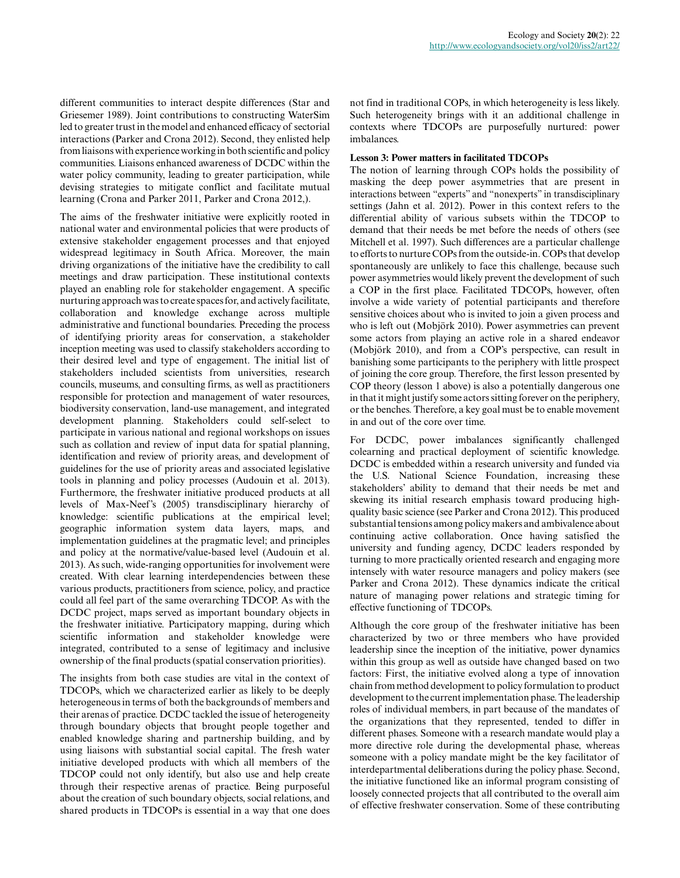different communities to interact despite differences (Star and Griesemer 1989). Joint contributions to constructing WaterSim led to greater trust in the model and enhanced efficacy of sectorial interactions (Parker and Crona 2012). Second, they enlisted help from liaisons with experience working in both scientific and policy communities. Liaisons enhanced awareness of DCDC within the water policy community, leading to greater participation, while devising strategies to mitigate conflict and facilitate mutual learning (Crona and Parker 2011, Parker and Crona 2012,).

The aims of the freshwater initiative were explicitly rooted in national water and environmental policies that were products of extensive stakeholder engagement processes and that enjoyed widespread legitimacy in South Africa. Moreover, the main driving organizations of the initiative have the credibility to call meetings and draw participation. These institutional contexts played an enabling role for stakeholder engagement. A specific nurturing approach was to create spaces for, and actively facilitate, collaboration and knowledge exchange across multiple administrative and functional boundaries. Preceding the process of identifying priority areas for conservation, a stakeholder inception meeting was used to classify stakeholders according to their desired level and type of engagement. The initial list of stakeholders included scientists from universities, research councils, museums, and consulting firms, as well as practitioners responsible for protection and management of water resources, biodiversity conservation, land-use management, and integrated development planning. Stakeholders could self-select to participate in various national and regional workshops on issues such as collation and review of input data for spatial planning, identification and review of priority areas, and development of guidelines for the use of priority areas and associated legislative tools in planning and policy processes (Audouin et al. 2013). Furthermore, the freshwater initiative produced products at all levels of Max-Neef's (2005) transdisciplinary hierarchy of knowledge: scientific publications at the empirical level; geographic information system data layers, maps, and implementation guidelines at the pragmatic level; and principles and policy at the normative/value-based level (Audouin et al. 2013). As such, wide-ranging opportunities for involvement were created. With clear learning interdependencies between these various products, practitioners from science, policy, and practice could all feel part of the same overarching TDCOP. As with the DCDC project, maps served as important boundary objects in the freshwater initiative. Participatory mapping, during which scientific information and stakeholder knowledge were integrated, contributed to a sense of legitimacy and inclusive ownership of the final products (spatial conservation priorities).

The insights from both case studies are vital in the context of TDCOPs, which we characterized earlier as likely to be deeply heterogeneous in terms of both the backgrounds of members and their arenas of practice. DCDC tackled the issue of heterogeneity through boundary objects that brought people together and enabled knowledge sharing and partnership building, and by using liaisons with substantial social capital. The fresh water initiative developed products with which all members of the TDCOP could not only identify, but also use and help create through their respective arenas of practice. Being purposeful about the creation of such boundary objects, social relations, and shared products in TDCOPs is essential in a way that one does not find in traditional COPs, in which heterogeneity is less likely. Such heterogeneity brings with it an additional challenge in contexts where TDCOPs are purposefully nurtured: power imbalances.

### Lesson 3: Power matters in facilitated TDCOPs

The notion of learning through COPs holds the possibility of masking the deep power asymmetries that are present in interactions between "experts" and "nonexperts" in transdisciplinary settings (Jahn et al. 2012). Power in this context refers to the differential ability of various subsets within the TDCOP to demand that their needs be met before the needs of others (see Mitchell et al. 1997). Such differences are a particular challenge to efforts to nurture COPs from the outside-in. COPs that develop spontaneously are unlikely to face this challenge, because such power asymmetries would likely prevent the development of such a COP in the first place. Facilitated TDCOPs, however, often involve a wide variety of potential participants and therefore sensitive choices about who is invited to join a given process and who is left out (Mobjörk 2010). Power asymmetries can prevent some actors from playing an active role in a shared endeavor (Mobjörk 2010), and from a COP's perspective, can result in banishing some participants to the periphery with little prospect of joining the core group. Therefore, the first lesson presented by COP theory (lesson 1 above) is also a potentially dangerous one in that it might justify some actors sitting forever on the periphery, or the benches. Therefore, a key goal must be to enable movement in and out of the core over time.

For DCDC, power imbalances significantly challenged colearning and practical deployment of scientific knowledge. DCDC is embedded within a research university and funded via the U.S. National Science Foundation, increasing these stakeholders' ability to demand that their needs be met and skewing its initial research emphasis toward producing high-quality basic science (see Parker and Crona 2012). This produced substantial tensions among policy makers and ambivalence about continuing active collaboration. Once having satisfied the university and funding agency, DCDC leaders responded by turning to more practically oriented research and engaging more intensely with water resource managers and policy makers (see Parker and Crona 2012). These dynamics indicate the critical nature of managing power relations and strategic timing for effective functioning of TDCOPs.

Although the core group of the freshwater initiative has been characterized by two or three members who have provided leadership since the inception of the initiative, power dynamics within this group as well as outside have changed based on two factors: First, the initiative evolved along a type of innovation chain from method development to policy formulation to product development to the current implementation phase. The leadership roles of individual members, in part because of the mandates of the organizations that they represented, tended to differ in different phases. Someone with a research mandate would play a more directive role during the developmental phase, whereas someone with a policy mandate might be the key facilitator of interdepartmental deliberations during the policy phase. Second, the initiative functioned like an informal program consisting of loosely connected projects that all contributed to the overall aim of effective freshwater conservation. Some of these contributing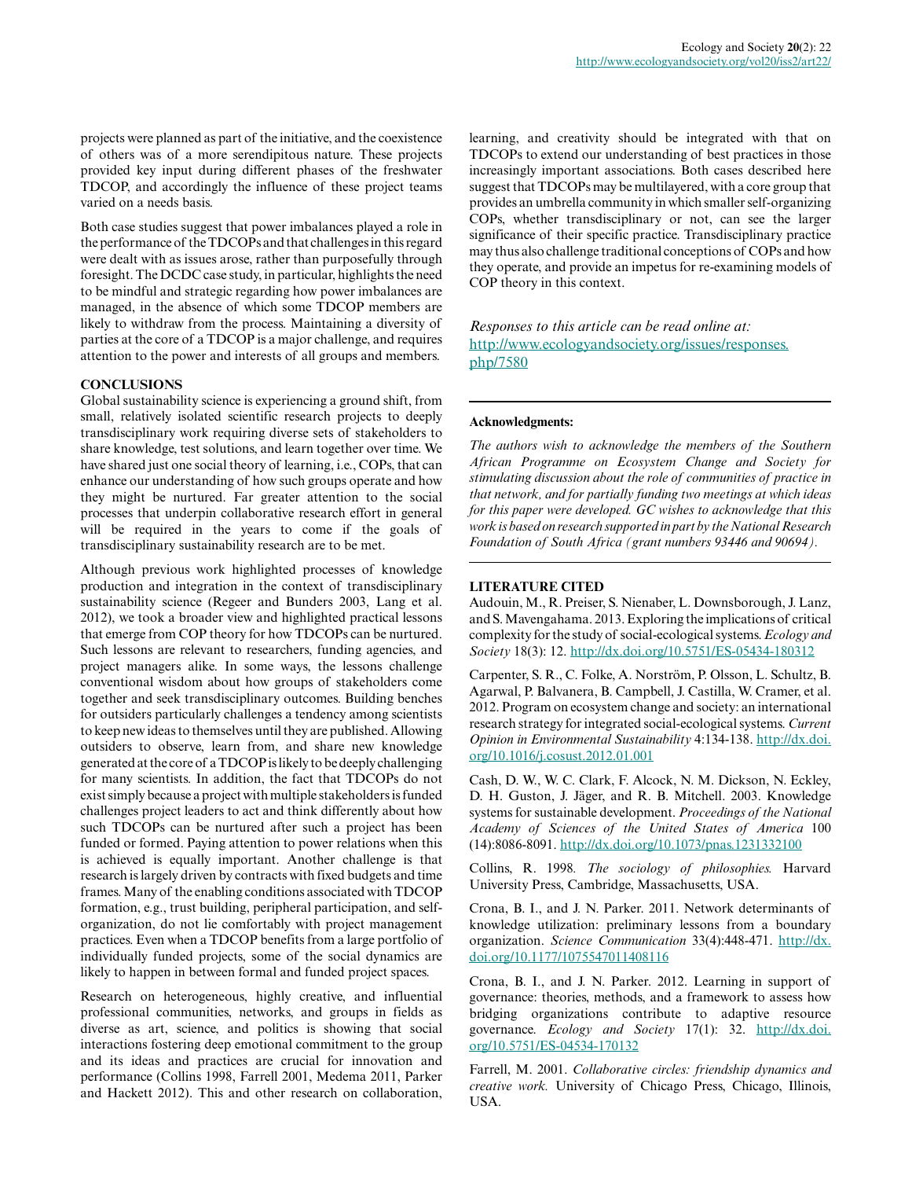projects were planned as part of the initiative, and the coexistence of others was of a more serendipitous nature. These projects provided key input during different phases of the freshwater TDCOP, and accordingly the influence of these project teams varied on a needs basis.

Both case studies suggest that power imbalances played a role in the performance of the TDCOPs and that challenges in this regard were dealt with as issues arose, rather than purposefully through foresight. The DCDC case study, in particular, highlights the need to be mindful and strategic regarding how power imbalances are managed, in the absence of which some TDCOP members are likely to withdraw from the process. Maintaining a diversity of parties at the core of a TDCOP is a major challenge, and requires attention to the power and interests of all groups and members.

## CONCLUSIONS

Global sustainability science is experiencing a ground shift, from small, relatively isolated scientific research projects to deeply transdisciplinary work requiring diverse sets of stakeholders to share knowledge, test solutions, and learn together over time. We have shared just one social theory of learning, i.e., COPs, that can enhance our understanding of how such groups operate and how they might be nurtured. Far greater attention to the social processes that underpin collaborative research effort in general will be required in the years to come if the goals of transdisciplinary sustainability research are to be met.

Although previous work highlighted processes of knowledge production and integration in the context of transdisciplinary sustainability science (Regeer and Bunders 2003, Lang et al. 2012), we took a broader view and highlighted practical lessons that emerge from COP theory for how TDCOPs can be nurtured. Such lessons are relevant to researchers, funding agencies, and project managers alike. In some ways, the lessons challenge conventional wisdom about how groups of stakeholders come together and seek transdisciplinary outcomes. Building benches for outsiders particularly challenges a tendency among scientists to keep new ideas to themselves until they are published. Allowing outsiders to observe, learn from, and share new knowledge generated at the core of a TDCOP is likely to be deeply challenging for many scientists. In addition, the fact that TDCOPs do not exist simply because a project with multiple stakeholders is funded challenges project leaders to act and think differently about how such TDCOPs can be nurtured after such a project has been funded or formed. Paying attention to power relations when this is achieved is equally important. Another challenge is that research is largely driven by contracts with fixed budgets and time frames. Many of the enabling conditions associated with TDCOP formation, e.g., trust building, peripheral participation, and self-organization, do not lie comfortably with project management practices. Even when a TDCOP benefits from a large portfolio of individually funded projects, some of the social dynamics are likely to happen in between formal and funded project spaces.

Research on heterogeneous, highly creative, and influential professional communities, networks, and groups in fields as diverse as art, science, and politics is showing that social interactions fostering deep emotional commitment to the group and its ideas and practices are crucial for innovation and performance (Collins 1998, Farrell 2001, Medema 2011, Parker and Hackett 2012). This and other research on collaboration, learning, and creativity should be integrated with that on TDCOPs to extend our understanding of best practices in those increasingly important associations. Both cases described here suggest that TDCOPs may be multilayered, with a core group that provides an umbrella community in which smaller self-organizing COPs, whether transdisciplinary or not, can see the larger significance of their specific practice. Transdisciplinary practice may thus also challenge traditional conceptions of COPs and how they operate, and provide an impetus for re-examining models of COP theory in this context.

*Responses to this article can be read online at:*
http://www.ecologyandsociety.org/issues/responses.php/7580

---

**Acknowledgments:**

*The authors wish to acknowledge the members of the Southern African Programme on Ecosystem Change and Society for stimulating discussion about the role of communities of practice in that network, and for partially funding two meetings at which ideas for this paper were developed. GC wishes to acknowledge that this work is based on research supported in part by the National Research Foundation of South Africa (grant numbers 93446 and 90694).*

---

## LITERATURE CITED

Audouin, M., R. Preiser, S. Nienaber, L. Downsborough, J. Lanz, and S. Mavengahama. 2013. Exploring the implications of critical complexity for the study of social-ecological systems. *Ecology and Society* 18(3): 12. http://dx.doi.org/10.5751/ES-05434-180312

Carpenter, S. R., C. Folke, A. Norström, P. Olsson, L. Schultz, B. Agarwal, P. Balvanera, B. Campbell, J. Castilla, W. Cramer, et al. 2012. Program on ecosystem change and society: an international research strategy for integrated social-ecological systems. *Current Opinion in Environmental Sustainability* 4:134-138. http://dx.doi.org/10.1016/j.cosust.2012.01.001

Cash, D. W., W. C. Clark, F. Alcock, N. M. Dickson, N. Eckley, D. H. Guston, J. Jäger, and R. B. Mitchell. 2003. Knowledge systems for sustainable development. *Proceedings of the National Academy of Sciences of the United States of America* 100 (14):8086-8091. http://dx.doi.org/10.1073/pnas.1231332100

Collins, R. 1998. *The sociology of philosophies.* Harvard University Press, Cambridge, Massachusetts, USA.

Crona, B. I., and J. N. Parker. 2011. Network determinants of knowledge utilization: preliminary lessons from a boundary organization. *Science Communication* 33(4):448-471. http://dx.doi.org/10.1177/1075547011408116

Crona, B. I., and J. N. Parker. 2012. Learning in support of governance: theories, methods, and a framework to assess how bridging organizations contribute to adaptive resource governance. *Ecology and Society* 17(1): 32. http://dx.doi.org/10.5751/ES-04534-170132

Farrell, M. 2001. *Collaborative circles: friendship dynamics and creative work.* University of Chicago Press, Chicago, Illinois, USA.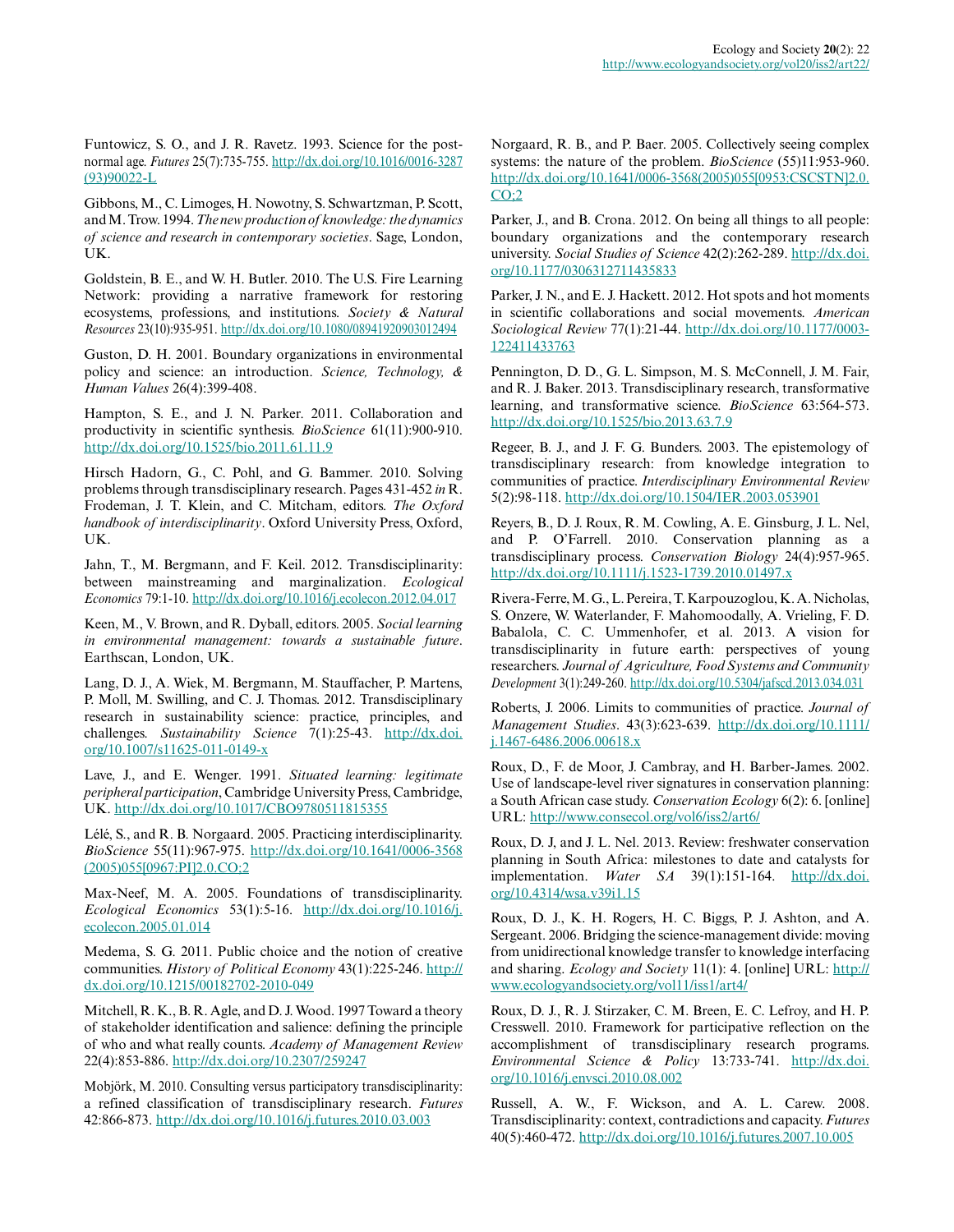Funtowicz, S. O., and J. R. Ravetz. 1993. Science for the post-normal age. *Futures* 25(7):735-755. http://dx.doi.org/10.1016/0016-3287(93)90022-L

Gibbons, M., C. Limoges, H. Nowotny, S. Schwartzman, P. Scott, and M. Trow. 1994. *The new production of knowledge: the dynamics of science and research in contemporary societies*. Sage, London, UK.

Goldstein, B. E., and W. H. Butler. 2010. The U.S. Fire Learning Network: providing a narrative framework for restoring ecosystems, professions, and institutions. *Society & Natural Resources* 23(10):935-951. http://dx.doi.org/10.1080/08941920903012494

Guston, D. H. 2001. Boundary organizations in environmental policy and science: an introduction. *Science, Technology, & Human Values* 26(4):399-408.

Hampton, S. E., and J. N. Parker. 2011. Collaboration and productivity in scientific synthesis. *BioScience* 61(11):900-910. http://dx.doi.org/10.1525/bio.2011.61.11.9

Hirsch Hadorn, G., C. Pohl, and G. Bammer. 2010. Solving problems through transdisciplinary research. Pages 431-452 *in* R. Frodeman, J. T. Klein, and C. Mitcham, editors. *The Oxford handbook of interdisciplinarity*. Oxford University Press, Oxford, UK.

Jahn, T., M. Bergmann, and F. Keil. 2012. Transdisciplinarity: between mainstreaming and marginalization. *Ecological Economics* 79:1-10. http://dx.doi.org/10.1016/j.ecolecon.2012.04.017

Keen, M., V. Brown, and R. Dyball, editors. 2005. *Social learning in environmental management: towards a sustainable future*. Earthscan, London, UK.

Lang, D. J., A. Wiek, M. Bergmann, M. Stauffacher, P. Martens, P. Moll, M. Swilling, and C. J. Thomas. 2012. Transdisciplinary research in sustainability science: practice, principles, and challenges. *Sustainability Science* 7(1):25-43. http://dx.doi.org/10.1007/s11625-011-0149-x

Lave, J., and E. Wenger. 1991. *Situated learning: legitimate peripheral participation*, Cambridge University Press, Cambridge, UK. http://dx.doi.org/10.1017/CBO9780511815355

Lélé, S., and R. B. Norgaard. 2005. Practicing interdisciplinarity. *BioScience* 55(11):967-975. http://dx.doi.org/10.1641/0006-3568(2005)055[0967:PI]2.0.CO;2

Max-Neef, M. A. 2005. Foundations of transdisciplinarity. *Ecological Economics* 53(1):5-16. http://dx.doi.org/10.1016/j.ecolecon.2005.01.014

Medema, S. G. 2011. Public choice and the notion of creative communities. *History of Political Economy* 43(1):225-246. http://dx.doi.org/10.1215/00182702-2010-049

Mitchell, R. K., B. R. Agle, and D. J. Wood. 1997 Toward a theory of stakeholder identification and salience: defining the principle of who and what really counts. *Academy of Management Review* 22(4):853-886. http://dx.doi.org/10.2307/259247

Mobjörk, M. 2010. Consulting versus participatory transdisciplinarity: a refined classification of transdisciplinary research. *Futures* 42:866-873. http://dx.doi.org/10.1016/j.futures.2010.03.003

Norgaard, R. B., and P. Baer. 2005. Collectively seeing complex systems: the nature of the problem. *BioScience* (55)11:953-960. http://dx.doi.org/10.1641/0006-3568(2005)055[0953:CSCSTN]2.0.CO;2

Parker, J., and B. Crona. 2012. On being all things to all people: boundary organizations and the contemporary research university. *Social Studies of Science* 42(2):262-289. http://dx.doi.org/10.1177/0306312711435833

Parker, J. N., and E. J. Hackett. 2012. Hot spots and hot moments in scientific collaborations and social movements. *American Sociological Review* 77(1):21-44. http://dx.doi.org/10.1177/0003-122411433763

Pennington, D. D., G. L. Simpson, M. S. McConnell, J. M. Fair, and R. J. Baker. 2013. Transdisciplinary research, transformative learning, and transformative science. *BioScience* 63:564-573. http://dx.doi.org/10.1525/bio.2013.63.7.9

Regeer, B. J., and J. F. G. Bunders. 2003. The epistemology of transdisciplinary research: from knowledge integration to communities of practice. *Interdisciplinary Environmental Review* 5(2):98-118. http://dx.doi.org/10.1504/IER.2003.053901

Reyers, B., D. J. Roux, R. M. Cowling, A. E. Ginsburg, J. L. Nel, and P. O'Farrell. 2010. Conservation planning as a transdisciplinary process. *Conservation Biology* 24(4):957-965. http://dx.doi.org/10.1111/j.1523-1739.2010.01497.x

Rivera-Ferre, M. G., L. Pereira, T. Karpouzoglou, K. A. Nicholas, S. Onzere, W. Waterlander, F. Mahomoodally, A. Vrieling, F. D. Babalola, C. C. Ummenhofer, et al. 2013. A vision for transdisciplinarity in future earth: perspectives of young researchers. *Journal of Agriculture, Food Systems and Community Development* 3(1):249-260. http://dx.doi.org/10.5304/jafscd.2013.034.031

Roberts, J. 2006. Limits to communities of practice. *Journal of Management Studies*. 43(3):623-639. http://dx.doi.org/10.1111/j.1467-6486.2006.00618.x

Roux, D., F. de Moor, J. Cambray, and H. Barber-James. 2002. Use of landscape-level river signatures in conservation planning: a South African case study. *Conservation Ecology* 6(2): 6. [online] URL: http://www.consecol.org/vol6/iss2/art6/

Roux, D. J, and J. L. Nel. 2013. Review: freshwater conservation planning in South Africa: milestones to date and catalysts for implementation. *Water SA* 39(1):151-164. http://dx.doi.org/10.4314/wsa.v39i1.15

Roux, D. J., K. H. Rogers, H. C. Biggs, P. J. Ashton, and A. Sergeant. 2006. Bridging the science-management divide: moving from unidirectional knowledge transfer to knowledge interfacing and sharing. *Ecology and Society* 11(1): 4. [online] URL: http://www.ecologyandsociety.org/vol11/iss1/art4/

Roux, D. J., R. J. Stirzaker, C. M. Breen, E. C. Lefroy, and H. P. Cresswell. 2010. Framework for participative reflection on the accomplishment of transdisciplinary research programs. *Environmental Science & Policy* 13:733-741. http://dx.doi.org/10.1016/j.envsci.2010.08.002

Russell, A. W., F. Wickson, and A. L. Carew. 2008. Transdisciplinarity: context, contradictions and capacity. *Futures* 40(5):460-472. http://dx.doi.org/10.1016/j.futures.2007.10.005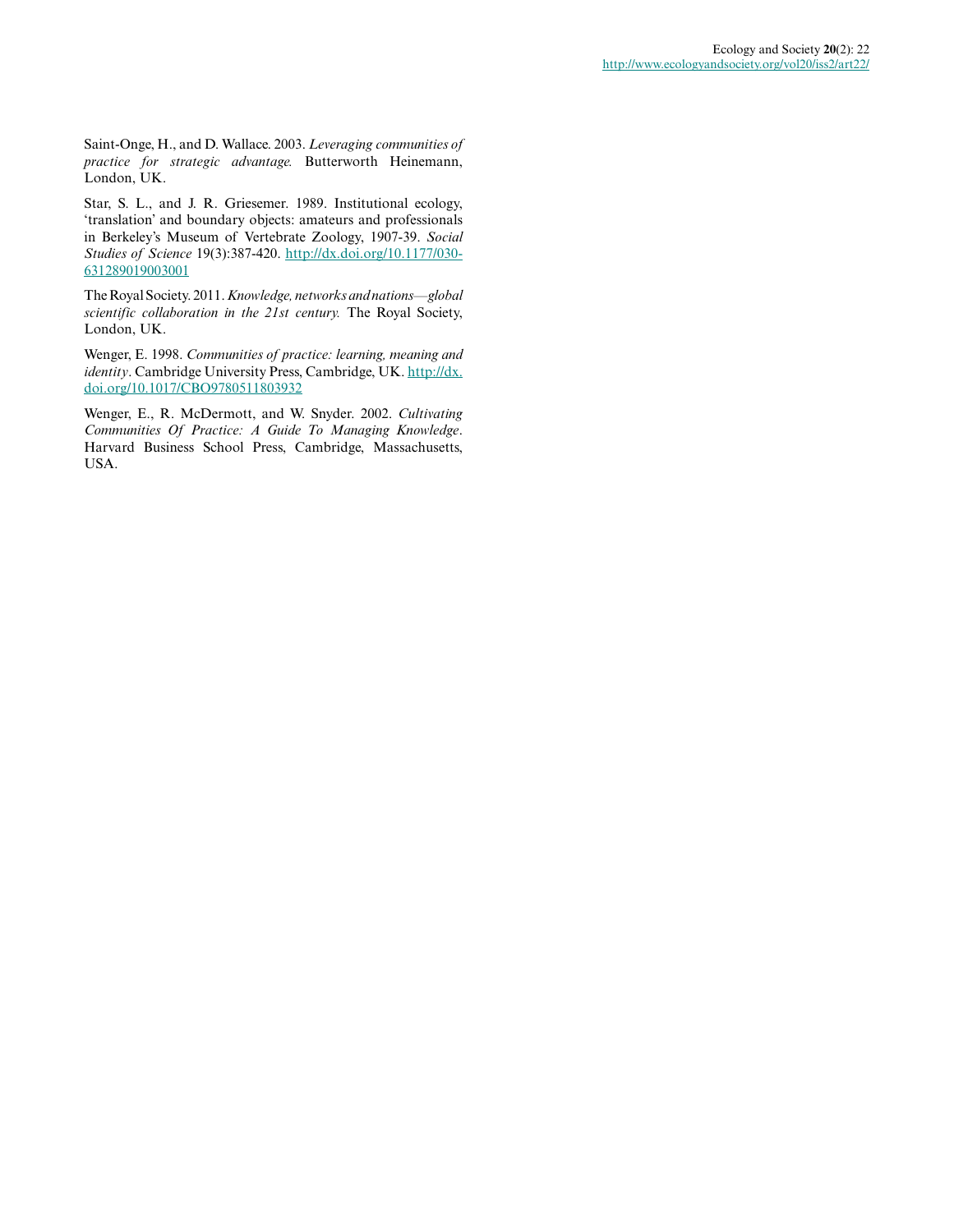Saint-Onge, H., and D. Wallace. 2003. *Leveraging communities of practice for strategic advantage.* Butterworth Heinemann, London, UK.

Star, S. L., and J. R. Griesemer. 1989. Institutional ecology, 'translation' and boundary objects: amateurs and professionals in Berkeley's Museum of Vertebrate Zoology, 1907-39. *Social Studies of Science* 19(3):387-420. http://dx.doi.org/10.1177/030631289019003001

The Royal Society. 2011. *Knowledge, networks and nations—global scientific collaboration in the 21st century.* The Royal Society, London, UK.

Wenger, E. 1998. *Communities of practice: learning, meaning and identity*. Cambridge University Press, Cambridge, UK. http://dx.doi.org/10.1017/CBO9780511803932

Wenger, E., R. McDermott, and W. Snyder. 2002. *Cultivating Communities Of Practice: A Guide To Managing Knowledge*. Harvard Business School Press, Cambridge, Massachusetts, USA.